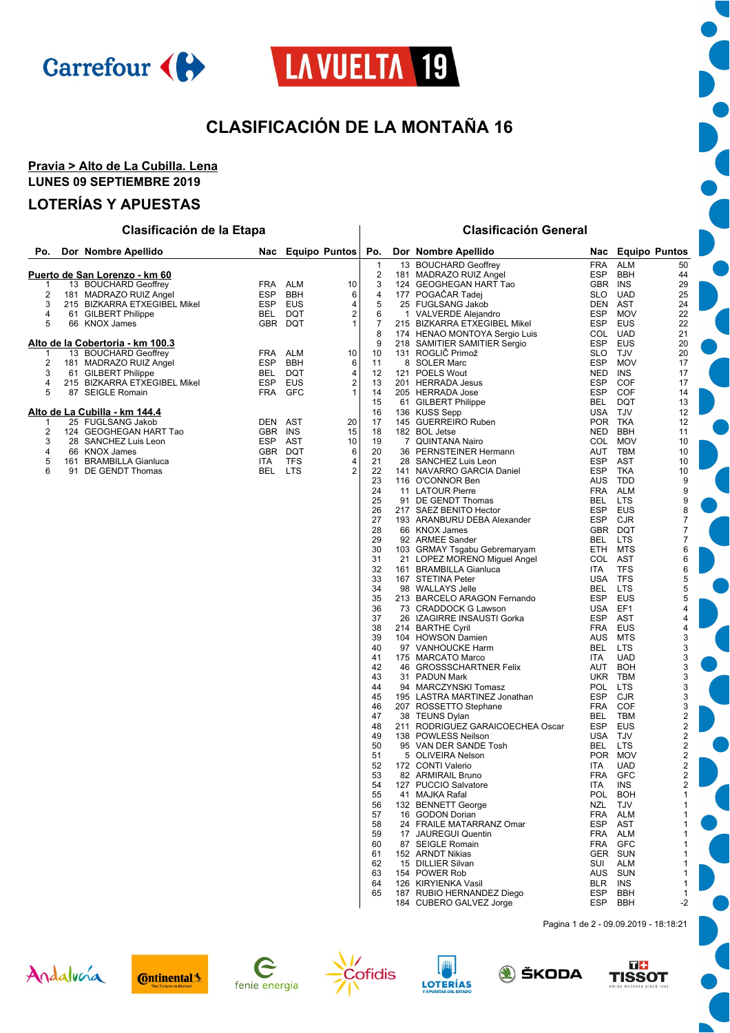# CLASIFICACIÓN DE LA MONTAÑA 16

**Pravia > Alto de La Cubilla. Lena**

**LUNES 09 SEPTIEMBRE 2019**

## LOTERÍAS Y APUESTAS

### Clasificación de la Etapa

**Puerto de San Lorenzo - km 60**

| Po. | Dor | Nombre Apellido | Nac | Equipo | Puntos |
|---|---|---|---|---|---|
| 1 | 13 | BOUCHARD Geoffrey | FRA | ALM | 10 |
| 2 | 181 | MADRAZO RUIZ Angel | ESP | BBH | 6 |
| 3 | 215 | BIZKARRA ETXEGIBEL Mikel | ESP | EUS | 4 |
| 4 | 61 | GILBERT Philippe | BEL | DQT | 2 |
| 5 | 66 | KNOX James | GBR | DQT | 1 |

**Alto de la Cobertoria - km 100.3**

| Po. | Dor | Nombre Apellido | Nac | Equipo | Puntos |
|---|---|---|---|---|---|
| 1 | 13 | BOUCHARD Geoffrey | FRA | ALM | 10 |
| 2 | 181 | MADRAZO RUIZ Angel | ESP | BBH | 6 |
| 3 | 61 | GILBERT Philippe | BEL | DQT | 4 |
| 4 | 215 | BIZKARRA ETXEGIBEL Mikel | ESP | EUS | 2 |
| 5 | 87 | SEIGLE Romain | FRA | GFC | 1 |

**Alto de La Cubilla - km 144.4**

| Po. | Dor | Nombre Apellido | Nac | Equipo | Puntos |
|---|---|---|---|---|---|
| 1 | 25 | FUGLSANG Jakob | DEN | AST | 20 |
| 2 | 124 | GEOGHEGAN HART Tao | GBR | INS | 15 |
| 3 | 28 | SANCHEZ Luis Leon | ESP | AST | 10 |
| 4 | 66 | KNOX James | GBR | DQT | 6 |
| 5 | 161 | BRAMBILLA Gianluca | ITA | TFS | 4 |
| 6 | 91 | DE GENDT Thomas | BEL | LTS | 2 |

### Clasificación General

| Po. | Dor | Nombre Apellido | Nac | Equipo | Puntos |
|---|---|---|---|---|---|
| 1 | 13 | BOUCHARD Geoffrey | FRA | ALM | 50 |
| 2 | 181 | MADRAZO RUIZ Angel | ESP | BBH | 44 |
| 3 | 124 | GEOGHEGAN HART Tao | GBR | INS | 29 |
| 4 | 177 | POGAČAR Tadej | SLO | UAD | 25 |
| 5 | 25 | FUGLSANG Jakob | DEN | AST | 24 |
| 6 | 1 | VALVERDE Alejandro | ESP | MOV | 22 |
| 7 | 215 | BIZKARRA ETXEGIBEL Mikel | ESP | EUS | 22 |
| 8 | 174 | HENAO MONTOYA Sergio Luis | COL | UAD | 21 |
| 9 | 218 | SAMITIER SAMITIER Sergio | ESP | EUS | 20 |
| 10 | 131 | ROGLIČ Primož | SLO | TJV | 20 |
| 11 | 8 | SOLER Marc | ESP | MOV | 17 |
| 12 | 121 | POELS Wout | NED | INS | 17 |
| 13 | 201 | HERRADA Jesus | ESP | COF | 17 |
| 14 | 205 | HERRADA Jose | ESP | COF | 14 |
| 15 | 61 | GILBERT Philippe | BEL | DQT | 13 |
| 16 | 136 | KUSS Sepp | USA | TJV | 12 |
| 17 | 145 | GUERREIRO Ruben | POR | TKA | 12 |
| 18 | 182 | BOL Jetse | NED | BBH | 11 |
| 19 | 7 | QUINTANA Nairo | COL | MOV | 10 |
| 20 | 36 | PERNSTEINER Hermann | AUT | TBM | 10 |
| 21 | 28 | SANCHEZ Luis Leon | ESP | AST | 10 |
| 22 | 141 | NAVARRO GARCIA Daniel | ESP | TKA | 10 |
| 23 | 116 | O'CONNOR Ben | AUS | TDD | 9 |
| 24 | 11 | LATOUR Pierre | FRA | ALM | 9 |
| 25 | 91 | DE GENDT Thomas | BEL | LTS | 9 |
| 26 | 217 | SAEZ BENITO Hector | ESP | EUS | 8 |
| 27 | 193 | ARANBURU DEBA Alexander | ESP | CJR | 7 |
| 28 | 66 | KNOX James | GBR | DQT | 7 |
| 29 | 92 | ARMEE Sander | BEL | LTS | 7 |
| 30 | 103 | GRMAY Tsgabu Gebremaryam | ETH | MTS | 6 |
| 31 | 21 | LOPEZ MORENO Miguel Angel | COL | AST | 6 |
| 32 | 161 | BRAMBILLA Gianluca | ITA | TFS | 6 |
| 33 | 167 | STETINA Peter | USA | TFS | 5 |
| 34 | 98 | WALLAYS Jelle | BEL | LTS | 5 |
| 35 | 213 | BARCELO ARAGON Fernando | ESP | EUS | 5 |
| 36 | 73 | CRADDOCK G Lawson | USA | EF1 | 4 |
| 37 | 26 | IZAGIRRE INSAUSTI Gorka | ESP | AST | 4 |
| 38 | 214 | BARTHE Cyril | FRA | EUS | 4 |
| 39 | 104 | HOWSON Damien | AUS | MTS | 3 |
| 40 | 97 | VANHOUCKE Harm | BEL | LTS | 3 |
| 41 | 175 | MARCATO Marco | ITA | UAD | 3 |
| 42 | 46 | GROSSSCHARTNER Felix | AUT | BOH | 3 |
| 43 | 31 | PADUN Mark | UKR | TBM | 3 |
| 44 | 94 | MARCZYNSKI Tomasz | POL | LTS | 3 |
| 45 | 195 | LASTRA MARTINEZ Jonathan | ESP | CJR | 3 |
| 46 | 207 | ROSSETTO Stephane | FRA | COF | 3 |
| 47 | 38 | TEUNS Dylan | BEL | TBM | 2 |
| 48 | 211 | RODRIGUEZ GARAICOECHEA Oscar | ESP | EUS | 2 |
| 49 | 138 | POWLESS Neilson | USA | TJV | 2 |
| 50 | 95 | VAN DER SANDE Tosh | BEL | LTS | 2 |
| 51 | 5 | OLIVEIRA Nelson | POR | MOV | 2 |
| 52 | 172 | CONTI Valerio | ITA | UAD | 2 |
| 53 | 82 | ARMIRAIL Bruno | FRA | GFC | 2 |
| 54 | 127 | PUCCIO Salvatore | ITA | INS | 2 |
| 55 | 41 | MAJKA Rafal | POL | BOH | 1 |
| 56 | 132 | BENNETT George | NZL | TJV | 1 |
| 57 | 16 | GODON Dorian | FRA | ALM | 1 |
| 58 | 24 | FRAILE MATARRANZ Omar | ESP | AST | 1 |
| 59 | 17 | JAUREGUI Quentin | FRA | ALM | 1 |
| 60 | 87 | SEIGLE Romain | FRA | GFC | 1 |
| 61 | 152 | ARNDT Nikias | GER | SUN | 1 |
| 62 | 15 | DILLIER Silvan | SUI | ALM | 1 |
| 63 | 154 | POWER Rob | AUS | SUN | 1 |
| 64 | 126 | KIRYIENKA Vasil | BLR | INS | 1 |
| 65 | 187 | RUBIO HERNANDEZ Diego | ESP | BBH | 1 |
| | 184 | CUBERO GALVEZ Jorge | ESP | BBH | -2 |

Pagina 1 de 2 - 09.09.2019 - 18:18:21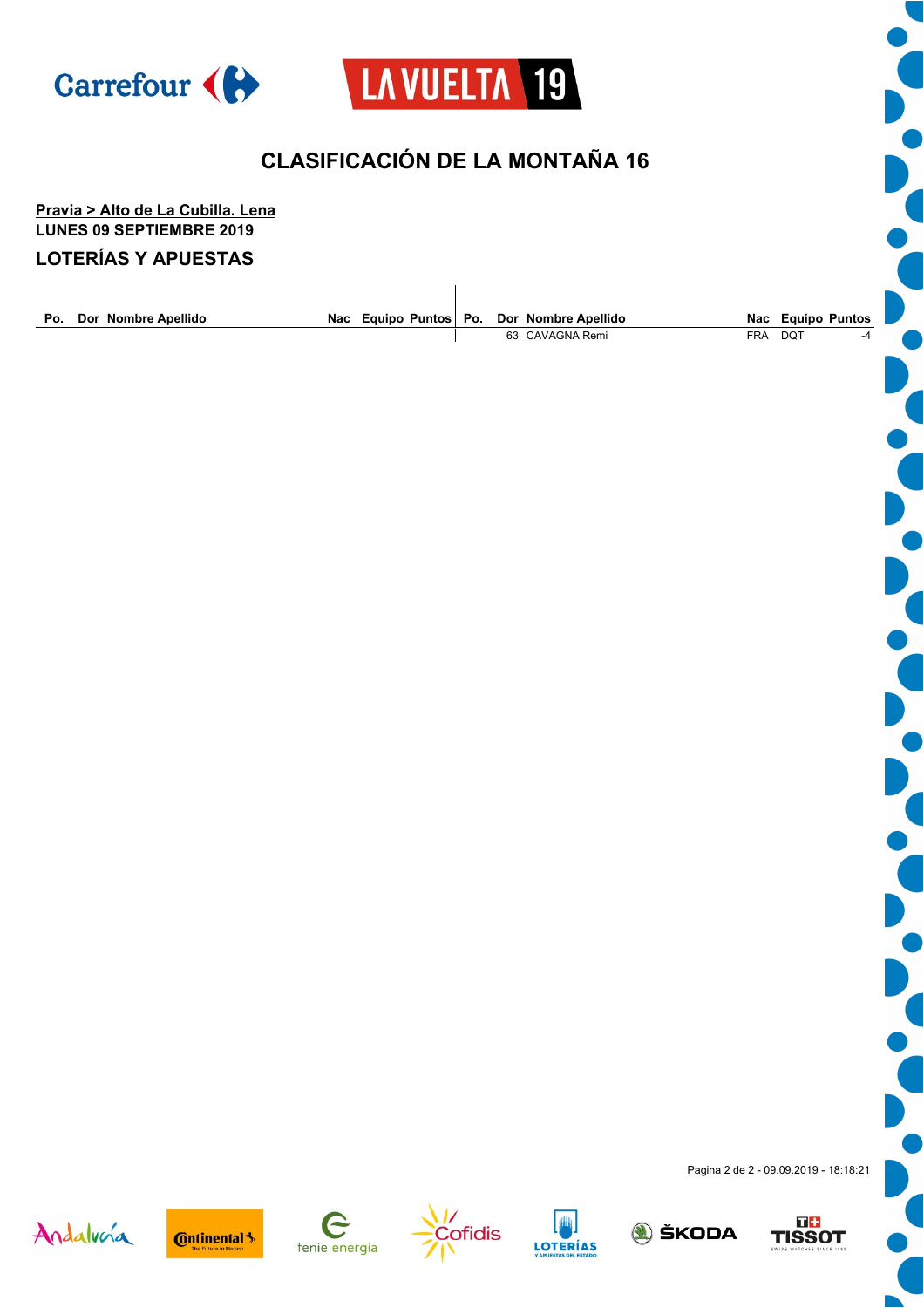## CLASIFICACIÓN DE LA MONTAÑA 16

**Pravia > Alto de La Cubilla. Lena**
**LUNES 09 SEPTIEMBRE 2019**

### LOTERÍAS Y APUESTAS

| Po. | Dor | Nombre Apellido | Nac | Equipo | Puntos |
|---|---|---|---|---|---|
| | 63 | CAVAGNA Remi | FRA | DQT | -4 |